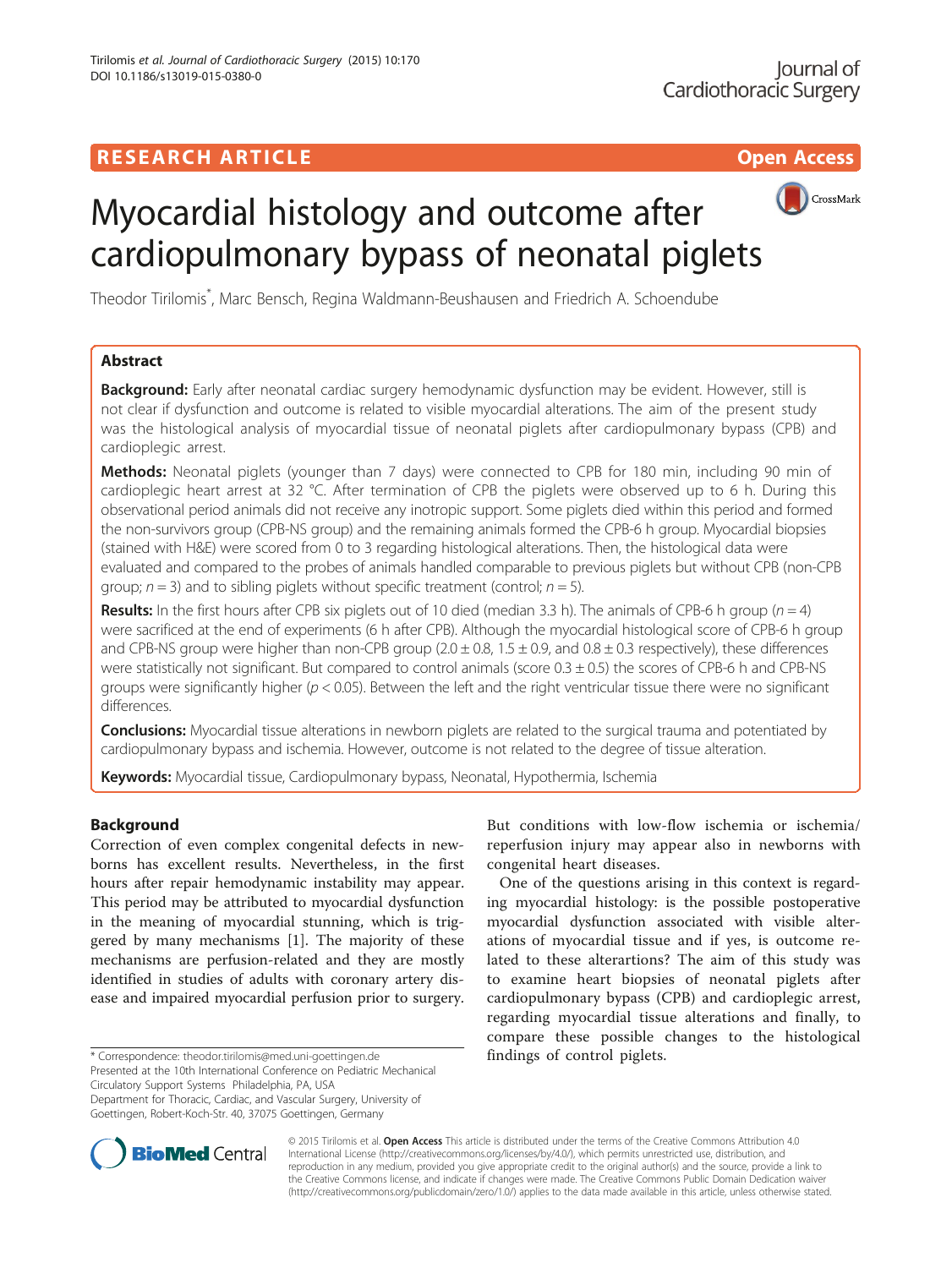RESEARCH ARTICLE

Open Access

# Myocardial histology and outcome after cardiopulmonary bypass of neonatal piglets

Theodor Tirilomis*, Marc Bensch, Regina Waldmann-Beushausen and Friedrich A. Schoendube

## Abstract

**Background:** Early after neonatal cardiac surgery hemodynamic dysfunction may be evident. However, still is not clear if dysfunction and outcome is related to visible myocardial alterations. The aim of the present study was the histological analysis of myocardial tissue of neonatal piglets after cardiopulmonary bypass (CPB) and cardioplegic arrest.

**Methods:** Neonatal piglets (younger than 7 days) were connected to CPB for 180 min, including 90 min of cardioplegic heart arrest at 32 °C. After termination of CPB the piglets were observed up to 6 h. During this observational period animals did not receive any inotropic support. Some piglets died within this period and formed the non-survivors group (CPB-NS group) and the remaining animals formed the CPB-6 h group. Myocardial biopsies (stained with H&E) were scored from 0 to 3 regarding histological alterations. Then, the histological data were evaluated and compared to the probes of animals handled comparable to previous piglets but without CPB (non-CPB group; $n = 3$) and to sibling piglets without specific treatment (control; $n = 5$).

**Results:** In the first hours after CPB six piglets out of 10 died (median 3.3 h). The animals of CPB-6 h group ($n = 4$) were sacrificed at the end of experiments (6 h after CPB). Although the myocardial histological score of CPB-6 h group and CPB-NS group were higher than non-CPB group ($2.0 \pm 0.8$, $1.5 \pm 0.9$, and $0.8 \pm 0.3$ respectively), these differences were statistically not significant. But compared to control animals (score $0.3 \pm 0.5$) the scores of CPB-6 h and CPB-NS groups were significantly higher ($p < 0.05$). Between the left and the right ventricular tissue there were no significant differences.

**Conclusions:** Myocardial tissue alterations in newborn piglets are related to the surgical trauma and potentiated by cardiopulmonary bypass and ischemia. However, outcome is not related to the degree of tissue alteration.

**Keywords:** Myocardial tissue, Cardiopulmonary bypass, Neonatal, Hypothermia, Ischemia

## Background

Correction of even complex congenital defects in newborns has excellent results. Nevertheless, in the first hours after repair hemodynamic instability may appear. This period may be attributed to myocardial dysfunction in the meaning of myocardial stunning, which is triggered by many mechanisms [1]. The majority of these mechanisms are perfusion-related and they are mostly identified in studies of adults with coronary artery disease and impaired myocardial perfusion prior to surgery. But conditions with low-flow ischemia or ischemia/reperfusion injury may appear also in newborns with congenital heart diseases.

One of the questions arising in this context is regarding myocardial histology: is the possible postoperative myocardial dysfunction associated with visible alterations of myocardial tissue and if yes, is outcome related to these alterartions? The aim of this study was to examine heart biopsies of neonatal piglets after cardiopulmonary bypass (CPB) and cardioplegic arrest, regarding myocardial tissue alterations and finally, to compare these possible changes to the histological findings of control piglets.

* Correspondence: theodor.tirilomis@med.uni-goettingen.de
Presented at the 10th International Conference on Pediatric Mechanical Circulatory Support Systems Philadelphia, PA, USA
Department for Thoracic, Cardiac, and Vascular Surgery, University of Goettingen, Robert-Koch-Str. 40, 37075 Goettingen, Germany

© 2015 Tirilomis et al. **Open Access** This article is distributed under the terms of the Creative Commons Attribution 4.0 International License (http://creativecommons.org/licenses/by/4.0/), which permits unrestricted use, distribution, and reproduction in any medium, provided you give appropriate credit to the original author(s) and the source, provide a link to the Creative Commons license, and indicate if changes were made. The Creative Commons Public Domain Dedication waiver (http://creativecommons.org/publicdomain/zero/1.0/) applies to the data made available in this article, unless otherwise stated.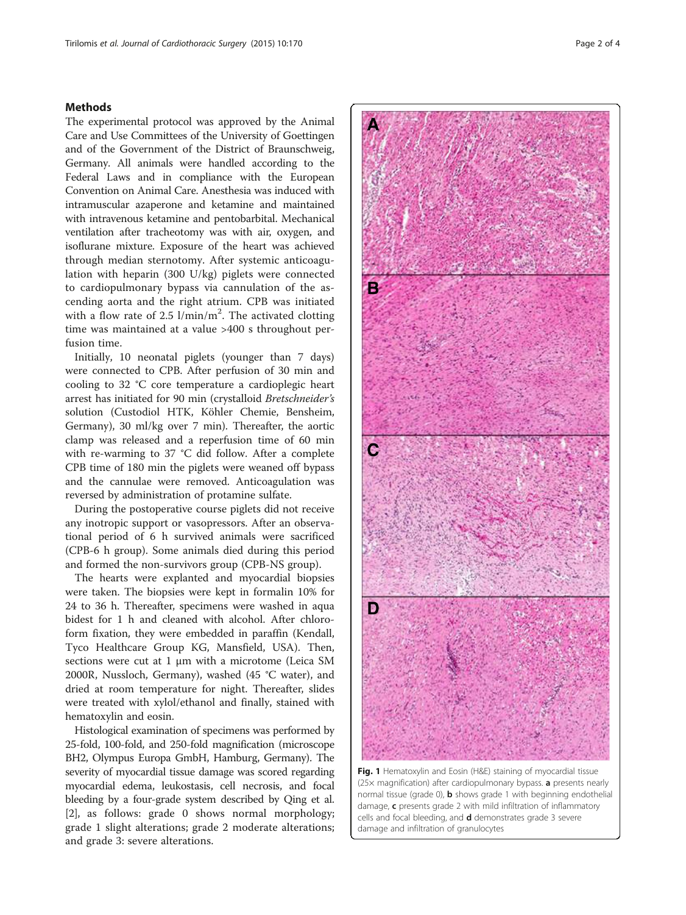## Methods

The experimental protocol was approved by the Animal Care and Use Committees of the University of Goettingen and of the Government of the District of Braunschweig, Germany. All animals were handled according to the Federal Laws and in compliance with the European Convention on Animal Care. Anesthesia was induced with intramuscular azaperone and ketamine and maintained with intravenous ketamine and pentobarbital. Mechanical ventilation after tracheotomy was with air, oxygen, and isoflurane mixture. Exposure of the heart was achieved through median sternotomy. After systemic anticoagulation with heparin (300 U/kg) piglets were connected to cardiopulmonary bypass via cannulation of the ascending aorta and the right atrium. CPB was initiated with a flow rate of 2.5 $l/min/m^2$. The activated clotting time was maintained at a value >400 s throughout perfusion time.

Initially, 10 neonatal piglets (younger than 7 days) were connected to CPB. After perfusion of 30 min and cooling to 32 °C core temperature a cardioplegic heart arrest has initiated for 90 min (crystalloid *Bretschneider's* solution (Custodiol HTK, Köhler Chemie, Bensheim, Germany), 30 ml/kg over 7 min). Thereafter, the aortic clamp was released and a reperfusion time of 60 min with re-warming to 37 °C did follow. After a complete CPB time of 180 min the piglets were weaned off bypass and the cannulae were removed. Anticoagulation was reversed by administration of protamine sulfate.

During the postoperative course piglets did not receive any inotropic support or vasopressors. After an observational period of 6 h survived animals were sacrificed (CPB-6 h group). Some animals died during this period and formed the non-survivors group (CPB-NS group).

The hearts were explanted and myocardial biopsies were taken. The biopsies were kept in formalin 10% for 24 to 36 h. Thereafter, specimens were washed in aqua bidest for 1 h and cleaned with alcohol. After chloroform fixation, they were embedded in paraffin (Kendall, Tyco Healthcare Group KG, Mansfield, USA). Then, sections were cut at 1 μm with a microtome (Leica SM 2000R, Nussloch, Germany), washed (45 °C water), and dried at room temperature for night. Thereafter, slides were treated with xylol/ethanol and finally, stained with hematoxylin and eosin.

Histological examination of specimens was performed by 25-fold, 100-fold, and 250-fold magnification (microscope BH2, Olympus Europa GmbH, Hamburg, Germany). The severity of myocardial tissue damage was scored regarding myocardial edema, leukostasis, cell necrosis, and focal bleeding by a four-grade system described by Qing et al. [2], as follows: grade 0 shows normal morphology; grade 1 slight alterations; grade 2 moderate alterations; and grade 3: severe alterations.

**Fig. 1** Hematoxylin and Eosin (H&E) staining of myocardial tissue (25× magnification) after cardiopulmonary bypass. **a** presents nearly normal tissue (grade 0), **b** shows grade 1 with beginning endothelial damage, **c** presents grade 2 with mild infiltration of inflammatory cells and focal bleeding, and **d** demonstrates grade 3 severe damage and infiltration of granulocytes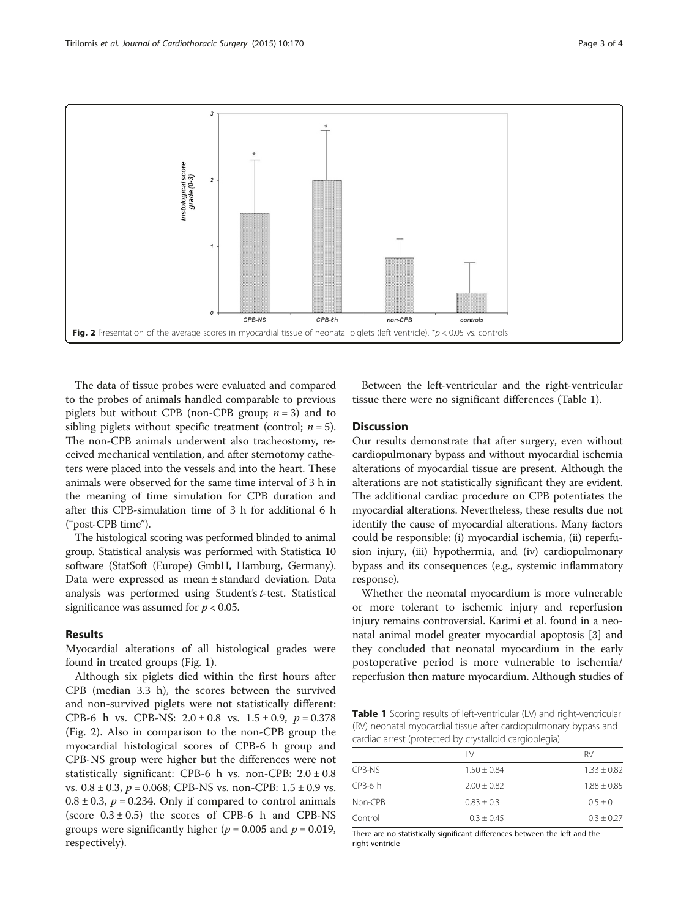Fig. 2 Presentation of the average scores in myocardial tissue of neonatal piglets (left ventricle). *$p < 0.05$ vs. controls

The data of tissue probes were evaluated and compared to the probes of animals handled comparable to previous piglets but without CPB (non-CPB group; $n = 3$) and to sibling piglets without specific treatment (control; $n = 5$). The non-CPB animals underwent also tracheostomy, received mechanical ventilation, and after sternotomy catheters were placed into the vessels and into the heart. These animals were observed for the same time interval of 3 h in the meaning of time simulation for CPB duration and after this CPB-simulation time of 3 h for additional 6 h ("post-CPB time").

The histological scoring was performed blinded to animal group. Statistical analysis was performed with Statistica 10 software (StatSoft (Europe) GmbH, Hamburg, Germany). Data were expressed as mean ± standard deviation. Data analysis was performed using Student's *t*-test. Statistical significance was assumed for $p < 0.05$.

## Results

Myocardial alterations of all histological grades were found in treated groups (Fig. 1).

Although six piglets died within the first hours after CPB (median 3.3 h), the scores between the survived and non-survived piglets were not statistically different: CPB-6 h vs. CPB-NS: 2.0 ± 0.8 vs. 1.5 ± 0.9, $p = 0.378$ (Fig. 2). Also in comparison to the non-CPB group the myocardial histological scores of CPB-6 h group and CPB-NS group were higher but the differences were not statistically significant: CPB-6 h vs. non-CPB: 2.0 ± 0.8 vs. 0.8 ± 0.3, $p = 0.068$; CPB-NS vs. non-CPB: 1.5 ± 0.9 vs. 0.8 ± 0.3, $p = 0.234$. Only if compared to control animals (score 0.3 ± 0.5) the scores of CPB-6 h and CPB-NS groups were significantly higher ($p = 0.005$ and $p = 0.019$, respectively).

Between the left-ventricular and the right-ventricular tissue there were no significant differences (Table 1).

## Discussion

Our results demonstrate that after surgery, even without cardiopulmonary bypass and without myocardial ischemia alterations of myocardial tissue are present. Although the alterations are not statistically significant they are evident. The additional cardiac procedure on CPB potentiates the myocardial alterations. Nevertheless, these results due not identify the cause of myocardial alterations. Many factors could be responsible: (i) myocardial ischemia, (ii) reperfusion injury, (iii) hypothermia, and (iv) cardiopulmonary bypass and its consequences (e.g., systemic inflammatory response).

Whether the neonatal myocardium is more vulnerable or more tolerant to ischemic injury and reperfusion injury remains controversial. Karimi et al. found in a neonatal animal model greater myocardial apoptosis [3] and they concluded that neonatal myocardium in the early postoperative period is more vulnerable to ischemia/reperfusion then mature myocardium. Although studies of

**Table 1** Scoring results of left-ventricular (LV) and right-ventricular (RV) neonatal myocardial tissue after cardiopulmonary bypass and cardiac arrest (protected by crystalloid cargioplegia)

| | LV | RV |
|---|---|---|
| CPB-NS | 1.50 ± 0.84 | 1.33 ± 0.82 |
| CPB-6 h | 2.00 ± 0.82 | 1.88 ± 0.85 |
| Non-CPB | 0.83 ± 0.3 | 0.5 ± 0 |
| Control | 0.3 ± 0.45 | 0.3 ± 0.27 |

There are no statistically significant differences between the left and the right ventricle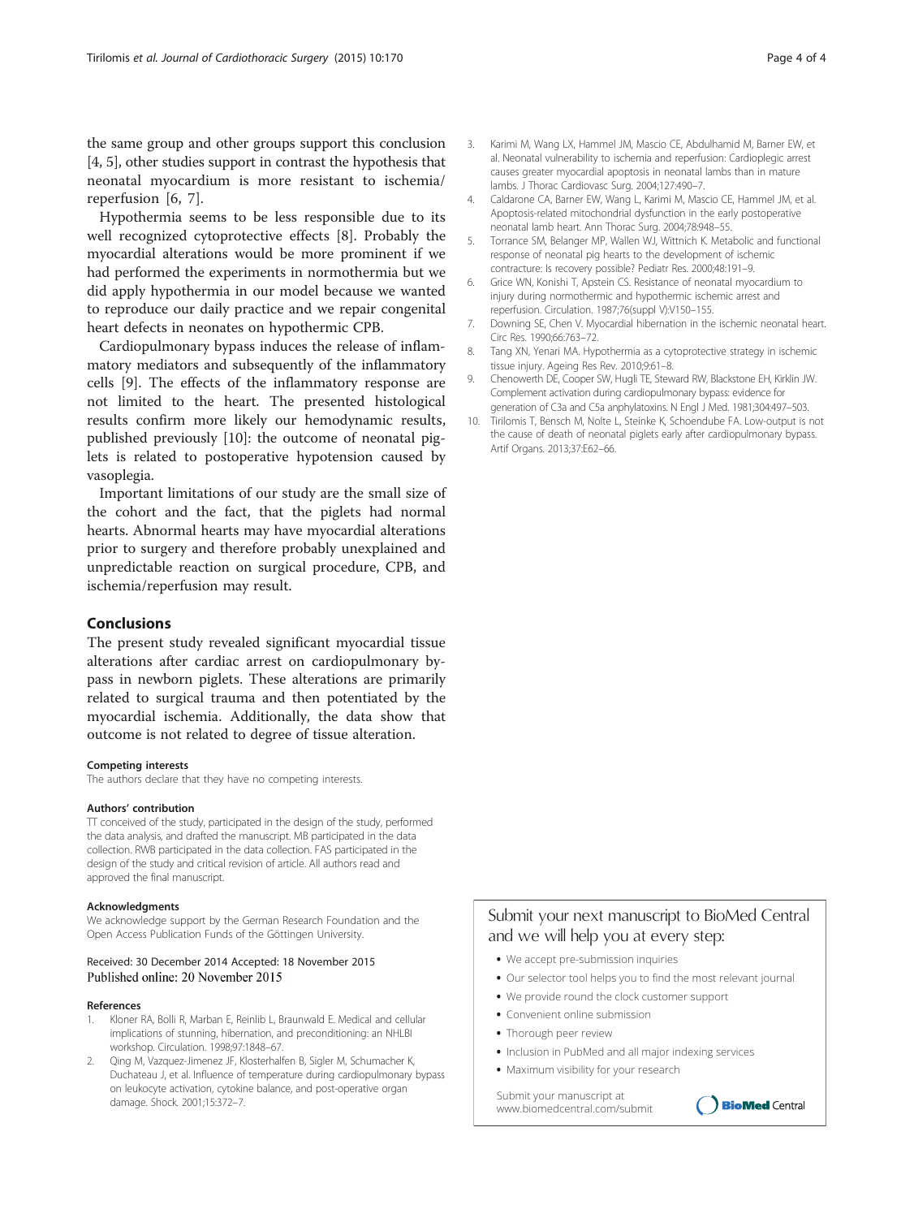the same group and other groups support this conclusion [4, 5], other studies support in contrast the hypothesis that neonatal myocardium is more resistant to ischemia/ reperfusion [6, 7].

Hypothermia seems to be less responsible due to its well recognized cytoprotective effects [8]. Probably the myocardial alterations would be more prominent if we had performed the experiments in normothermia but we did apply hypothermia in our model because we wanted to reproduce our daily practice and we repair congenital heart defects in neonates on hypothermic CPB.

Cardiopulmonary bypass induces the release of inflammatory mediators and subsequently of the inflammatory cells [9]. The effects of the inflammatory response are not limited to the heart. The presented histological results confirm more likely our hemodynamic results, published previously [10]: the outcome of neonatal piglets is related to postoperative hypotension caused by vasoplegia.

Important limitations of our study are the small size of the cohort and the fact, that the piglets had normal hearts. Abnormal hearts may have myocardial alterations prior to surgery and therefore probably unexplained and unpredictable reaction on surgical procedure, CPB, and ischemia/reperfusion may result.

## Conclusions

The present study revealed significant myocardial tissue alterations after cardiac arrest on cardiopulmonary bypass in newborn piglets. These alterations are primarily related to surgical trauma and then potentiated by the myocardial ischemia. Additionally, the data show that outcome is not related to degree of tissue alteration.

#### Competing interests

The authors declare that they have no competing interests.

#### Authors' contribution

TT conceived of the study, participated in the design of the study, performed the data analysis, and drafted the manuscript. MB participated in the data collection. RWB participated in the data collection. FAS participated in the design of the study and critical revision of article. All authors read and approved the final manuscript.

#### Acknowledgments

We acknowledge support by the German Research Foundation and the Open Access Publication Funds of the Göttingen University.

Received: 30 December 2014 Accepted: 18 November 2015
Published online: 20 November 2015

#### References

1. Kloner RA, Bolli R, Marban E, Reinlib L, Braunwald E. Medical and cellular implications of stunning, hibernation, and preconditioning: an NHLBI workshop. Circulation. 1998;97:1848–67.
2. Qing M, Vazquez-Jimenez JF, Klosterhalfen B, Sigler M, Schumacher K, Duchateau J, et al. Influence of temperature during cardiopulmonary bypass on leukocyte activation, cytokine balance, and post-operative organ damage. Shock. 2001;15:372–7.
3. Karimi M, Wang LX, Hammel JM, Mascio CE, Abdulhamid M, Barner EW, et al. Neonatal vulnerability to ischemia and reperfusion: Cardioplegic arrest causes greater myocardial apoptosis in neonatal lambs than in mature lambs. J Thorac Cardiovasc Surg. 2004;127:490–7.
4. Caldarone CA, Barner EW, Wang L, Karimi M, Mascio CE, Hammel JM, et al. Apoptosis-related mitochondrial dysfunction in the early postoperative neonatal lamb heart. Ann Thorac Surg. 2004;78:948–55.
5. Torrance SM, Belanger MP, Wallen WJ, Wittnich K. Metabolic and functional response of neonatal pig hearts to the development of ischemic contracture: Is recovery possible? Pediatr Res. 2000;48:191–9.
6. Grice WN, Konishi T, Apstein CS. Resistance of neonatal myocardium to injury during normothermic and hypothermic ischemic arrest and reperfusion. Circulation. 1987;76(suppl V):V150–155.
7. Downing SE, Chen V. Myocardial hibernation in the ischemic neonatal heart. Circ Res. 1990;66:763–72.
8. Tang XN, Yenari MA. Hypothermia as a cytoprotective strategy in ischemic tissue injury. Ageing Res Rev. 2010;9:61–8.
9. Chenowerth DE, Cooper SW, Hugli TE, Steward RW, Blackstone EH, Kirklin JW. Complement activation during cardiopulmonary bypass: evidence for generation of C3a and C5a anphylatoxins. N Engl J Med. 1981;304:497–503.
10. Tirilomis T, Bensch M, Nolte L, Steinke K, Schoendube FA. Low-output is not the cause of death of neonatal piglets early after cardiopulmonary bypass. Artif Organs. 2013;37:E62–66.